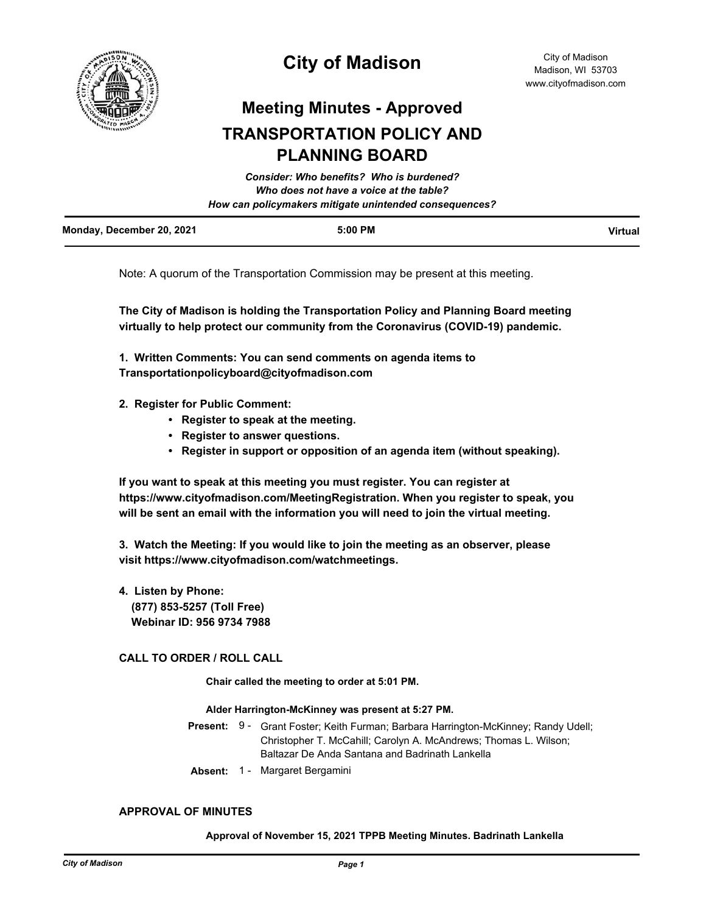# City of Madison

City of Madison
Madison, WI 53703
www.cityofmadison.com

## Meeting Minutes - Approved

## TRANSPORTATION POLICY AND PLANNING BOARD

***Consider: Who benefits? Who is burdened?***
***Who does not have a voice at the table?***
***How can policymakers mitigate unintended consequences?***

| Monday, December 20, 2021 | 5:00 PM | Virtual |
|---|---|---|

Note: A quorum of the Transportation Commission may be present at this meeting.

**The City of Madison is holding the Transportation Policy and Planning Board meeting virtually to help protect our community from the Coronavirus (COVID-19) pandemic.**

**1. Written Comments: You can send comments on agenda items to Transportationpolicyboard@cityofmadison.com**

**2. Register for Public Comment:**

- **Register to speak at the meeting.**
- **Register to answer questions.**
- **Register in support or opposition of an agenda item (without speaking).**

**If you want to speak at this meeting you must register. You can register at https://www.cityofmadison.com/MeetingRegistration. When you register to speak, you will be sent an email with the information you will need to join the virtual meeting.**

**3. Watch the Meeting: If you would like to join the meeting as an observer, please visit https://www.cityofmadison.com/watchmeetings.**

**4. Listen by Phone:**
**(877) 853-5257 (Toll Free)**
**Webinar ID: 956 9734 7988**

### CALL TO ORDER / ROLL CALL

**Chair called the meeting to order at 5:01 PM.**

**Alder Harrington-McKinney was present at 5:27 PM.**

**Present:** 9 - Grant Foster; Keith Furman; Barbara Harrington-McKinney; Randy Udell; Christopher T. McCahill; Carolyn A. McAndrews; Thomas L. Wilson; Baltazar De Anda Santana and Badrinath Lankella

**Absent:** 1 - Margaret Bergamini

### APPROVAL OF MINUTES

**Approval of November 15, 2021 TPPB Meeting Minutes. Badrinath Lankella**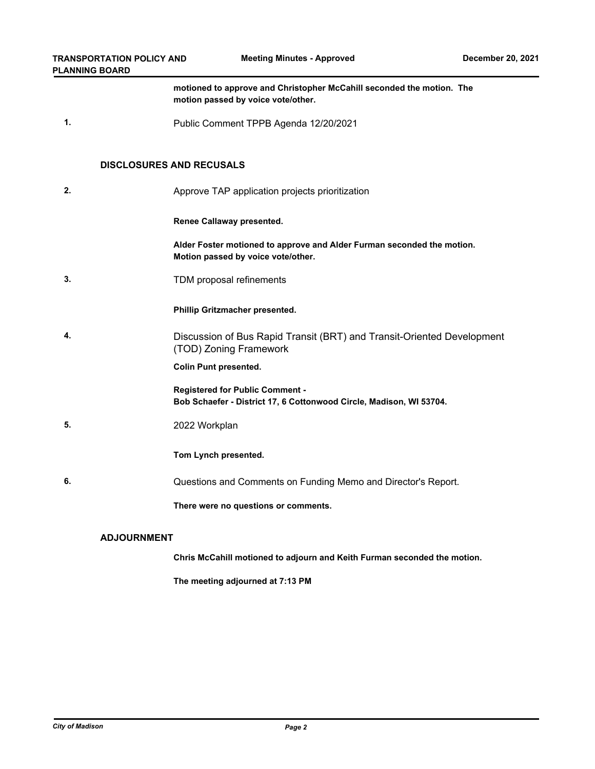**motioned to approve and Christopher McCahill seconded the motion. The motion passed by voice vote/other.**

1. Public Comment TPPB Agenda 12/20/2021

## DISCLOSURES AND RECUSALS

2. Approve TAP application projects prioritization

   **Renee Callaway presented.**

   **Alder Foster motioned to approve and Alder Furman seconded the motion. Motion passed by voice vote/other.**

3. TDM proposal refinements

   **Phillip Gritzmacher presented.**

4. Discussion of Bus Rapid Transit (BRT) and Transit-Oriented Development (TOD) Zoning Framework

   **Colin Punt presented.**

   **Registered for Public Comment -**
   **Bob Schaefer - District 17, 6 Cottonwood Circle, Madison, WI 53704.**

5. 2022 Workplan

   **Tom Lynch presented.**

6. Questions and Comments on Funding Memo and Director's Report.

   **There were no questions or comments.**

## ADJOURNMENT

**Chris McCahill motioned to adjourn and Keith Furman seconded the motion.**

**The meeting adjourned at 7:13 PM**